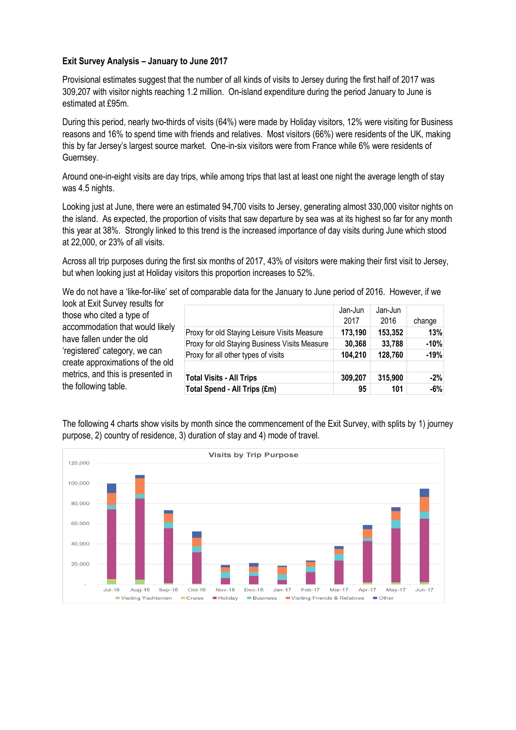**Exit Survey Analysis – January to June 2017**

Provisional estimates suggest that the number of all kinds of visits to Jersey during the first half of 2017 was 309,207 with visitor nights reaching 1.2 million. On-island expenditure during the period January to June is estimated at £95m.

During this period, nearly two-thirds of visits (64%) were made by Holiday visitors, 12% were visiting for Business reasons and 16% to spend time with friends and relatives. Most visitors (66%) were residents of the UK, making this by far Jersey's largest source market. One-in-six visitors were from France while 6% were residents of Guernsey.

Around one-in-eight visits are day trips, while among trips that last at least one night the average length of stay was 4.5 nights.

Looking just at June, there were an estimated 94,700 visits to Jersey, generating almost 330,000 visitor nights on the island. As expected, the proportion of visits that saw departure by sea was at its highest so far for any month this year at 38%. Strongly linked to this trend is the increased importance of day visits during June which stood at 22,000, or 23% of all visits.

Across all trip purposes during the first six months of 2017, 43% of visitors were making their first visit to Jersey, but when looking just at Holiday visitors this proportion increases to 52%.

We do not have a 'like-for-like' set of comparable data for the January to June period of 2016. However, if we look at Exit Survey results for those who cited a type of accommodation that would likely have fallen under the old 'registered' category, we can create approximations of the old metrics, and this is presented in the following table.

| | Jan-Jun 2017 | Jan-Jun 2016 | change |
|---|---|---|---|
| Proxy for old Staying Leisure Visits Measure | **173,190** | **153,352** | **13%** |
| Proxy for old Staying Business Visits Measure | **30,368** | **33,788** | **-10%** |
| Proxy for all other types of visits | **104,210** | **128,760** | **-19%** |
| | | | |
| **Total Visits - All Trips** | **309,207** | **315,900** | **-2%** |
| **Total Spend - All Trips (£m)** | **95** | **101** | **-6%** |

The following 4 charts show visits by month since the commencement of the Exit Survey, with splits by 1) journey purpose, 2) country of residence, 3) duration of stay and 4) mode of travel.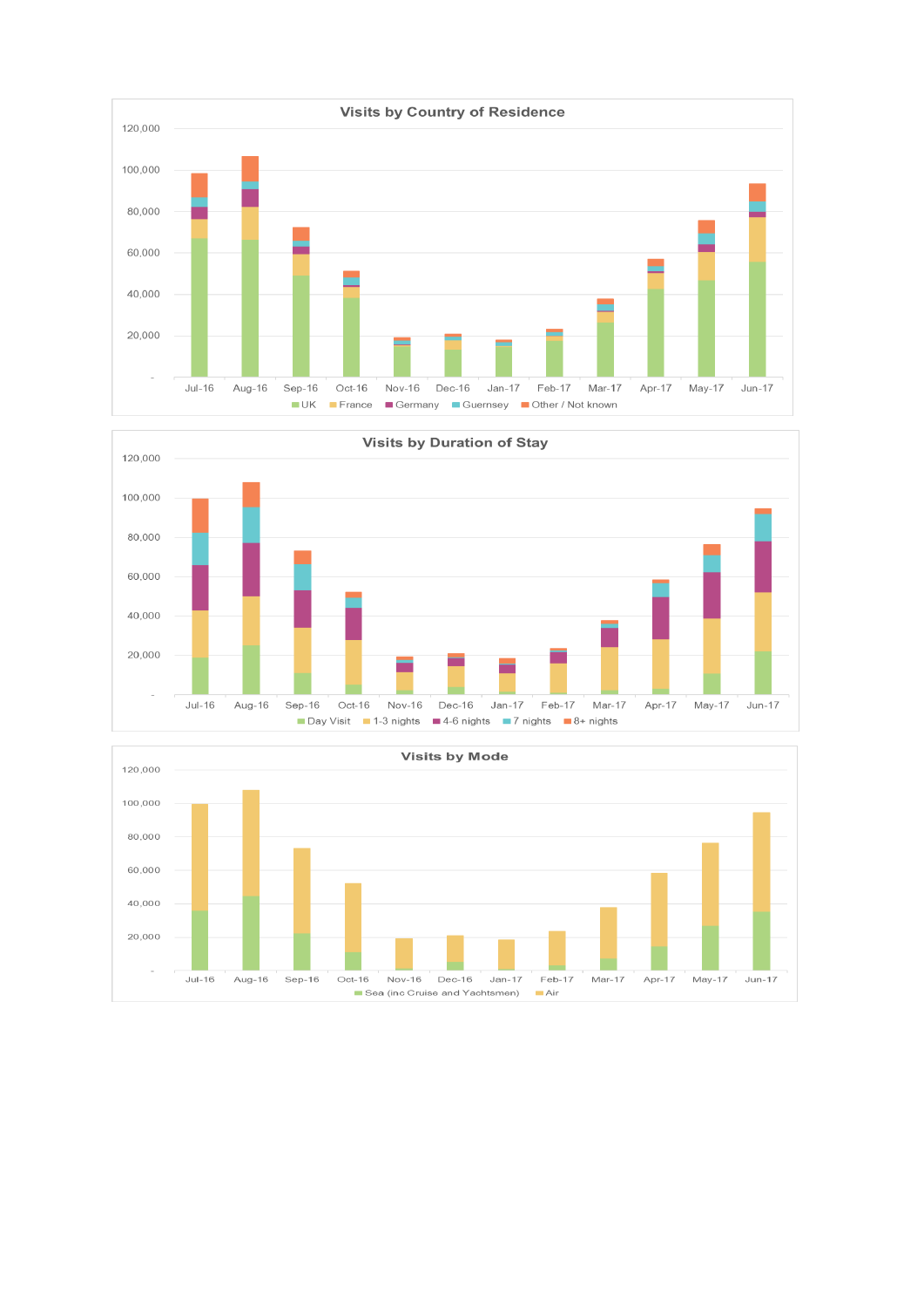**Visits by Country of Residence**

120,000
100,000
80,000
60,000
40,000
20,000
-

Jul-16 Aug-16 Sep-16 Oct-16 Nov-16 Dec-16 Jan-17 Feb-17 Mar-17 Apr-17 May-17 Jun-17

UK France Germany Guernsey Other / Not known

**Visits by Duration of Stay**

120,000
100,000
80,000
60,000
40,000
20,000
-

Jul-16 Aug-16 Sep-16 Oct-16 Nov-16 Dec-16 Jan-17 Feb-17 Mar-17 Apr-17 May-17 Jun-17

Day Visit 1-3 nights 4-6 nights 7 nights 8+ nights

**Visits by Mode**

120,000
100,000
80,000
60,000
40,000
20,000
-

Jul-16 Aug-16 Sep-16 Oct-16 Nov-16 Dec-16 Jan-17 Feb-17 Mar-17 Apr-17 May-17 Jun-17

Sea (inc Cruise and Yachtsmen) Air